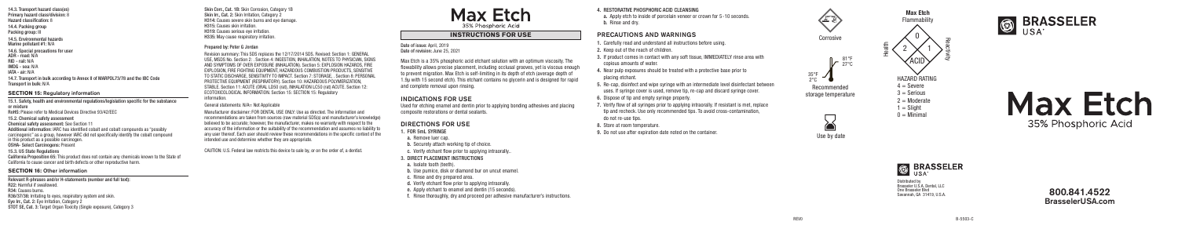**14.3. Transport hazard class(es)**
**Primary hazard class/division:** 8
**Hazard classification:** 8
**14.4. Packing group**
**Packing group:** III
**14.5. Environmental hazards**
**Marine pollutant #1:** N/A
**14.6. Special precautions for user**
**ADR - road:** N/A
**RID - rail:** N/A
**IMDG - sea:** N/A
**IATA - air:** N/A
**14.7. Transport in bulk according to Annex II of MARPOL73/78 and the IBC Code**
**Transport in bulk:** N/A

## SECTION 15: Regulatory information

**15.1. Safety, health and environmental regulations/legislation specific for the substance or mixture**
**RoHS:** Please refer to Medical Devices Directive 93/42/EEC
**15.2. Chemical safety assessment**
**Chemical safety assessment:** See Section 11
**Additional information:** IARC has identified cobalt and cobalt compounds as "possibly carcinogenic" as a group, however IARC did not specifically identify the cobalt compound in this product as a possible carcinogen.
**OSHA- Select Carcinogens:** Present
**15.3. US State Regulations**
**California Proposition 65:** This product does not contain any chemicals known to the State of California to cause cancer and birth defects or other reproductive harm.

## SECTION 16: Other information

**Relevant R-phrases and/or H-statements (number and full text):**
**R22:** Harmful if swallowed.
**R34:** Causes burns.
**R36/37/38:** Irritating to eyes, respiratory system and skin.
**Eye Irr., Cat. 2:** Eye Irritation, Category 2
**STOT SE, Cat. 3:** Target Organ Toxicity (Single exposure), Category 3
**Skin Corr., Cat. 1B:** Skin Corrosion, Category 1B
**Skin Irr., Cat. 2:** Skin Irritation, Category 2
**H314:** Causes severe skin burns and eye damage.
**H315:** Causes skin irritation.
**H319:** Causes serious eye irritation.
**H335:** May cause respiratory irritation.

**Prepared by: Peter G Jordan**

Revision summary: This SDS replaces the 12/17/2014 SDS. Revised: Section 1: GENERAL USE, MSDS No. Section 2: . Section 4: INGESTION, INHALATION, NOTES TO PHYSICIAN, SIGNS AND SYMPTOMS OF OVER EXPOSURE (INHALATION). Section 5: EXPLOSION HAZARDS, FIRE EXPLOSION, FIRE FIGHTING EQUIPMENT, HAZARDOUS COMBUSTION PRODUCTS, SENSITIVE TO STATIC DISCHARGE, SENSITIVITY TO IMPACT. Section 7: STORAGE, . Section 8: PERSONAL PROTECTIVE EQUIPMENT (RESPIRATORY). Section 10: HAZARDOUS POLYMERIZATION, STABLE. Section 11: ACUTE (ORAL LD50 rat), INHALATION LC50 rat) ACUTE. Section 12: ECOTOXICOLOGICAL INFORMATION. Section 15: SECTION 15: Regulatory information.

General statements: N/A= Not Applicable

Manufacturer disclaimer: FOR DENTAL USE ONLY: Use as directed. The information and recommendations are taken from sources (raw material SDS(s) and manufacturer's knowledge) believed to be accurate; however, the manufacturer, makes no warranty with respect to the accuracy of the information or the suitability of the recommendations and assumes no liability to any user thereof. Each user should review these recommendations in the specific context of the intended use and determine whether they are appropriate.

CAUTION: U.S. Federal law restricts this device to sale by, or on the order of, a dentist.

# Max Etch
35% Phosphoric Acid

## INSTRUCTIONS FOR USE

**Date of issue:** April, 2019
**Date of revision:** June 25, 2021

Max Etch is a 35% phosphoric acid etchant solution with an optimum viscosity. The flowability allows precise placement, including occlusal grooves, yet is viscous enough to prevent migration. Max Etch is self-limiting in its depth of etch (average depth of 1.9µ with 15 second etch). This etchant contains no glycerin and is designed for rapid and complete removal upon rinsing.

### INDICATIONS FOR USE

Used for etching enamel and dentin prior to applying bonding adhesives and placing composite restorations or dental sealants.

### DIRECTIONS FOR USE

1. **FOR SML SYRINGE**
   a. Remove luer cap.
   b. Securely attach working tip of choice.
   c. Verify etchant flow prior to applying intraorally.
3. **DIRECT PLACEMENT INSTRUCTIONS**
   a. Isolate tooth (teeth).
   b. Use pumice, disk or diamond bur on uncut enamel.
   c. Rinse and dry prepared area.
   d. Verify etchant flow prior to applying intraorally.
   e. Apply etchant to enamel and dentin (15 seconds).
   f. Rinse thoroughly, dry and proceed per adhesive manufacturer's instructions.
4. **RESTORATIVE PHOSPHORIC ACID CLEANSING**
   a. Apply etch to inside of porcelain veneer or crown for 5-10 seconds.
   b. Rinse and dry.

### PRECAUTIONS AND WARNINGS

1. Carefully read and understand all instructions before using.
2. Keep out of the reach of children.
3. If product comes in contact with any soft tissue, IMMEDIATELY rinse area with copious amounts of water.
4. Near pulp exposures should be treated with a protective base prior to placing etchant.
5. Re-cap, disinfect and wipe syringe with an intermediate level disinfectant between uses. If syringe cover is used, remove tip, re-cap and discard syringe cover.
6. Dispose of tip and empty syringe properly.
7. Verify flow of all syringes prior to applying intraorally. If resistant is met, replace tip and recheck. Use only recommended tips. To avoid cross-contamination, do not re-use tips.
8. Store at room temperature.
9. Do not use after expiration date noted on the container.

Corrosive

35°F 2°C – 81°F 27°C
Recommended storage temperature

Use by date

**Max Etch**
Flammability: 0
Health: 2
Reactivity: 1
ACID

HAZARD RATING
4 = Severe
3 = Serious
2 = Moderate
1 = Slight
0 = Minimal

BRASSELER USA®

# Max Etch
35% Phosphoric Acid

BRASSELER USA®

Distributed by
Brasseler U.S.A. Dental, LLC
One Brasseler Blvd
Savannah, GA 31419, U.S.A.

**800.841.4522**
**BrasselerUSA.com**

REV0 B-5503-E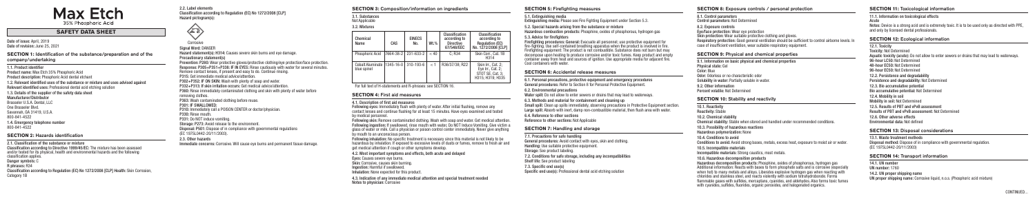# Max Etch

35% Phosphoric Acid

## SAFETY DATA SHEET

**Date of issue:** April, 2019
**Date of revision:** June 25, 2021

### SECTION 1: Identification of the substance/preparation and of the company/undertaking

**1.1. Product identifier**
**Product name:** Max Etch 35% Phosphoric Acid
**Product description:** Phosphoric Acid dental etchant

**1.2. Relevant identified uses of the substance or mixture and uses advised against**
**Relevant identified uses:** Professional dental acid etching solution

**1.3. Details of the supplier of the safety data sheet**
**Manufacturer/Distributor**
Brasseler U.S.A. Dental, LLC
One Brasseler Blvd.
Savannah, GA 31419, U.S.A.
800-841-4522

**1.4. Emergency telephone number**
800-841-4522

### SECTION 2: Hazards identification

**2.1. Classification of the substance or mixture**
**Classification according to Directive 1999/45/EC:** The mixture has been assessed and/or tested for its physical, health and environmental hazards and the following classification applies.
**Danger symbols:** C
**R phrases:** R34
**Classification according to Regulation (EC) No 1272/2008 [CLP] Health:** Skin Corrosion, Category 1B

**2.2. Label elements**
**Classification according to Regulation (EC) No 1272/2008 [CLP]**
**Hazard pictogram(s):**

Corrosive

**Signal Word:** DANGER
**Hazard statement(s):** H314: Causes severe skin burns and eye damage.
**Precautionary statement(s)**
**Prevention: P280:** Wear protective gloves/protective clothing/eye protection/face protection.
**Response: P305+P351+P338: IF IN EYES:** Rinse cautiously with water for several minutes. Remove contact lenses, if present and easy to do. Continue rinsing.
**P315:** Get immediate medical advice/attention.
**P302+P352: IF ON SKIN:** Wash with plenty of soap and water.
**P332+P313: If skin irritation occurs:** Get medical advice/attention.
**P360:** Rinse immediately contaminated clothing and skin with plenty of water before removing clothes.
**P363:** Wash contaminated clothing before reuse.
**P301: IF SWALLOWED:**
**P310:** Immediately call a POISON CENTER or doctor/physician.
**P330:** Rinse mouth.
**P331:** Do NOT induce vomiting.
**Storage: P273:** Avoid release to the environment.
**Disposal: P501:** Dispose of in compliance with governmental regulations (EC 1975L0442-20/11/2003).

**2.3. Other hazards**
**Immediate concerns:** Corrosive. Will cause eye burns and permanent tissue damage.

### SECTION 3: Composition/information on ingredients

**3.1. Substances**
Not Applicable

**3.2. Mixtures**

| Chemical Name | CAS | EINECS No. | Wt.% | Classification according to Directive 67/548/EEC | Classification according to Regulation (EC) No. 1272/2008 [CLP] |
|---|---|---|---|---|---|
| Phosphoric Acid | 7664-38-2 | 231-633-2 | < 40 | C; R34 | Skin Corr., Cat. 1B H314 |
| Cobalt Aluminate blue spinel | 1345-16-0 | 310-193-6 | < 1 | R36/37/38; R22 | Skin Irr., Cat. 2; Eye Irr., Cat. 2; STOT SE, Cat. 3; H315; H319; H335 |

For full text of H-statements and R-phrases: see SECTION 16.

### SECTION 4: First aid measures

**4.1. Description of first aid measures**
**Following eyes:** Immediately flush with plenty of water. After initial flushing, remove any contact lenses and continue flushing for at least 15 minutes. Have eyes examined and tested by medical personnel.
**Following skin:** Remove contaminated clothing. Wash with soap and water. Get medical attention.
**Following ingestion:** If swallowed, rinse mouth with water. Do NOT induce Vomiting. Give victim a glass of water or milk. Call a physician or poison control center immediately. Never give anything by mouth to an unconscious person.
**Following inhalation:** No specific treatment is necessary since this material is not likely to be hazardous by inhalation. If exposed to excessive levels of dusts or fumes, remove to fresh air and get medical attention if cough or other symptoms develop.

**4.2. Most important symptoms and effects, both acute and delayed**
**Eyes:** Causes severe eye burns.
**Skin:** Corrosive, causes skin burning.
**Ingestion:** Harmful if swallowed.
**Inhalation:** None expected for this product.

**4.3. Indication of any immediate medical attention and special treatment needed**
**Notes to physician:** Corrosive

### SECTION 5: Firefighting measures

**5.1. Extinguishing media**
**Extinguishing media:** Please see Fire Fighting Equipment under Section 5.3.

**5.2. Special hazards arising from the substance or mixture**
**Hazardous combustion products:** Phosphine, oxides of phosphorous, hydrogen gas

**5.3. Advice for firefighters**
**Firefighting procedures: General:** Evacuate all personnel; use protective equipment for fire-fighting. Use self-contained breathing apparatus when the product is involved in fire.
Firefighting equipment: The product is not combustible. Substance does not burn but may decompose upon heating to produce corrosive and/or toxic fumes. Keep product and empty container away from heat and sources of ignition. Use appropriate media for adjacent fire. Cool containers with water.

### SECTION 6: Accidental release measures

**6.1. Personal precautions, protective equipment and emergency procedures**
**General procedures:** Refer to Section 8 for Personal Protective Equipment.

**6.2. Environmental precautions**
**Water spill:** Do not allow to enter sewers or drains that may lead to waterways.

**6.3. Methods and material for containment and cleaning up**
**Small spill:** Clean up spills immediately, observing precautions in Protective Equipment section.
**Large spill:** Absorb with inert, damp non-combustible material, then flush area with water.

**6.4. Reference to other sections**
**Reference to other sections:** Not Applicable

### SECTION 7: Handling and storage

**7.1. Precautions for safe handling**
**General procedures:** Avoid contact with eyes, skin and clothing.
**Handling:** Use suitable protective equipment.
**Storage:** See product labeling.

**7.2. Conditions for safe storage, including any incompatibilities**
**Shelf life:** See product labeling.

**7.3. Specific end use(s)**
**Specific end use(s):** Professional dental acid etching solution

### SECTION 8: Exposure controls / personal protection

**8.1. Control parameters**
**Control parameters:** Not Determined

**8.2. Exposure controls**
**Eye/face protection:** Wear eye protection
**Skin protection:** Wear suitable protective clothing and gloves.
**Respiratory protection:** Good general ventilation should be sufficient to control airborne levels. In case of insufficient ventilation, wear suitable respiratory equipment.

### SECTION 9: Physical and chemical properties

**9.1. Information on basic physical and chemical properties**
**Physical state:** Gel
**Color:** Blue
**Odor:** Odorless or no characteristic odor
**Solubility in water:** Partially soluble in water.

**9.2. Other information**
**Percent volatile:** Not Determined

### SECTION 10: Stability and reactivity

**10.1. Reactivity**
**Reactivity:** Stable

**10.2. Chemical stability**
**Chemical stability:** Stable when stored and handled under recommended conditions.

**10.3. Possibility of hazardous reactions**
**Hazardous polymerization:** None

**10.4. Conditions to avoid**
**Conditions to avoid:** Avoid strong bases, metals, excess heat, exposure to moist air or water.

**10.5. Incompatible materials**
**Incompatible materials:** Strong caustics, most metals.

**10.6. Hazardous decomposition products**
**Hazardous decomposition products:** Phosphine, oxides of phosphorous, hydrogen gas
Additional information: Reacts with bases to form phosphate salts and is corrosive (especially when hot) to many metals and alloys. Liberates explosive hydrogen gas when reacting with chlorides and stainless steel, and reacts violently with sodium tetrahydroborate. Forms flammable gases with sulfides, mercaptans, cyanides, and aldehydes. Also forms toxic fumes with cyanides, sulfides, fluorides, organic peroxides, and halogenated organics.

### SECTION 11: Toxicological information

**11.1. Information on toxicological effects**
**Acute**
**Notes:** Device is a strong acid and is extremely toxic. It is to be used only as directed with PPE, and only by licensed dental professionals.

### SECTION 12: Ecological information

**12.1. Toxicity**
**Toxicity:** Not Determined
**Aquatic toxicity (acute):** Do not allow to enter sewers or drains that may lead to waterways.
**96-hour LC50:** Not Determined
**48-hour EC50:** Not Determined
**96-hour EC50:** Not Determined

**12.2. Persistence and degradability**
**Persistence and degradability:** Not Determined

**12.3. Bio accumulative potential**
**Bio accumulative potential:** Not Determined

**12.4. Mobility in soil**
**Mobility in soil:** Not Determined

**12.5. Results of PBT and vPvB assessment**
**Results of PBT and vPvB assessment:** Not Determined

**12.6. Other adverse effects**
**Environmental data:** Not defined

### SECTION 13: Disposal considerations

**13.1. Waste treatment methods**
**Disposal method:** Dispose of in compliance with governmental regulation. (EC 1975L0442-20/11/2003)

### SECTION 14: Transport information

**14.1. UN number**
**UN number:** 1760

**14.2. UN proper shipping name**
**UN proper shipping name:** Corrosive liquid, n.o.s. (Phosphoric acid mixture)

CONTINUED...